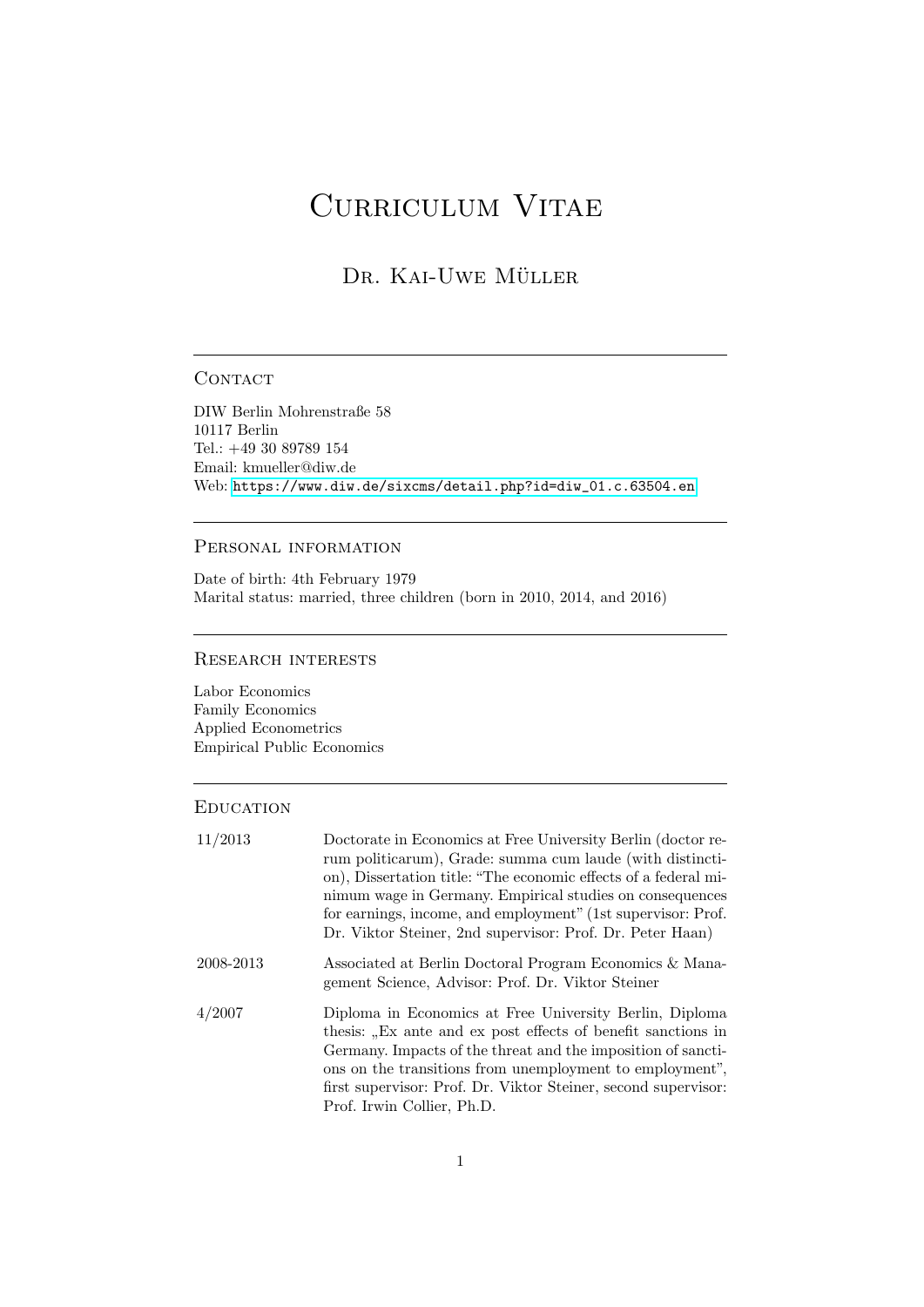# Curriculum Vitae

## Dr. Kai-Uwe Müller

### Contact

DIW Berlin Mohrenstraße 58
10117 Berlin
Tel.: +49 30 89789 154
Email: kmueller@diw.de
Web: https://www.diw.de/sixcms/detail.php?id=diw_01.c.63504.en

### Personal information

Date of birth: 4th February 1979
Marital status: married, three children (born in 2010, 2014, and 2016)

### Research interests

Labor Economics
Family Economics
Applied Econometrics
Empirical Public Economics

### Education

| | |
|---|---|
| 11/2013 | Doctorate in Economics at Free University Berlin (doctor rerum politicarum), Grade: summa cum laude (with distinction), Dissertation title: "The economic effects of a federal minimum wage in Germany. Empirical studies on consequences for earnings, income, and employment" (1st supervisor: Prof. Dr. Viktor Steiner, 2nd supervisor: Prof. Dr. Peter Haan) |
| 2008-2013 | Associated at Berlin Doctoral Program Economics & Management Science, Advisor: Prof. Dr. Viktor Steiner |
| 4/2007 | Diploma in Economics at Free University Berlin, Diploma thesis: „Ex ante and ex post effects of benefit sanctions in Germany. Impacts of the threat and the imposition of sanctions on the transitions from unemployment to employment", first supervisor: Prof. Dr. Viktor Steiner, second supervisor: Prof. Irwin Collier, Ph.D. |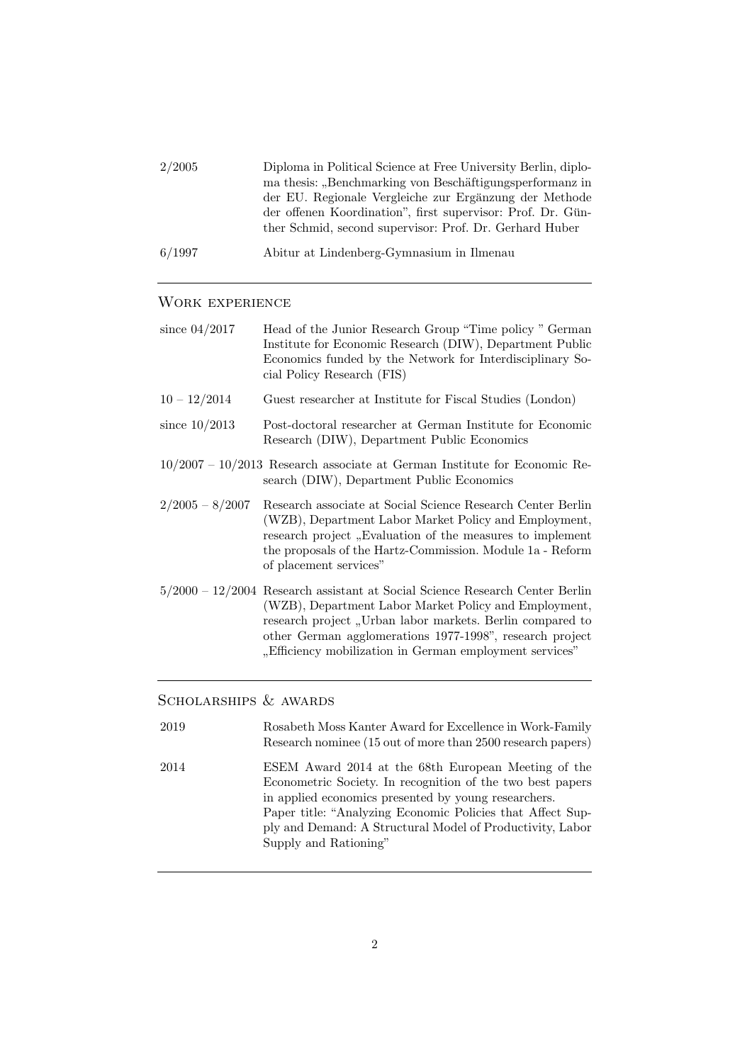| | |
|---|---|
| 2/2005 | Diploma in Political Science at Free University Berlin, diploma thesis: „Benchmarking von Beschäftigungsperformanz in der EU. Regionale Vergleiche zur Ergänzung der Methode der offenen Koordination", first supervisor: Prof. Dr. Günther Schmid, second supervisor: Prof. Dr. Gerhard Huber |
| 6/1997 | Abitur at Lindenberg-Gymnasium in Ilmenau |

## Work experience

| | |
|---|---|
| since 04/2017 | Head of the Junior Research Group "Time policy " German Institute for Economic Research (DIW), Department Public Economics funded by the Network for Interdisciplinary Social Policy Research (FIS) |
| 10 – 12/2014 | Guest researcher at Institute for Fiscal Studies (London) |
| since 10/2013 | Post-doctoral researcher at German Institute for Economic Research (DIW), Department Public Economics |
| 10/2007 – 10/2013 | Research associate at German Institute for Economic Research (DIW), Department Public Economics |
| 2/2005 – 8/2007 | Research associate at Social Science Research Center Berlin (WZB), Department Labor Market Policy and Employment, research project „Evaluation of the measures to implement the proposals of the Hartz-Commission. Module 1a - Reform of placement services" |
| 5/2000 – 12/2004 | Research assistant at Social Science Research Center Berlin (WZB), Department Labor Market Policy and Employment, research project „Urban labor markets. Berlin compared to other German agglomerations 1977-1998", research project „Efficiency mobilization in German employment services" |

## Scholarships & awards

| | |
|---|---|
| 2019 | Rosabeth Moss Kanter Award for Excellence in Work-Family Research nominee (15 out of more than 2500 research papers) |
| 2014 | ESEM Award 2014 at the 68th European Meeting of the Econometric Society. In recognition of the two best papers in applied economics presented by young researchers. Paper title: "Analyzing Economic Policies that Affect Supply and Demand: A Structural Model of Productivity, Labor Supply and Rationing" |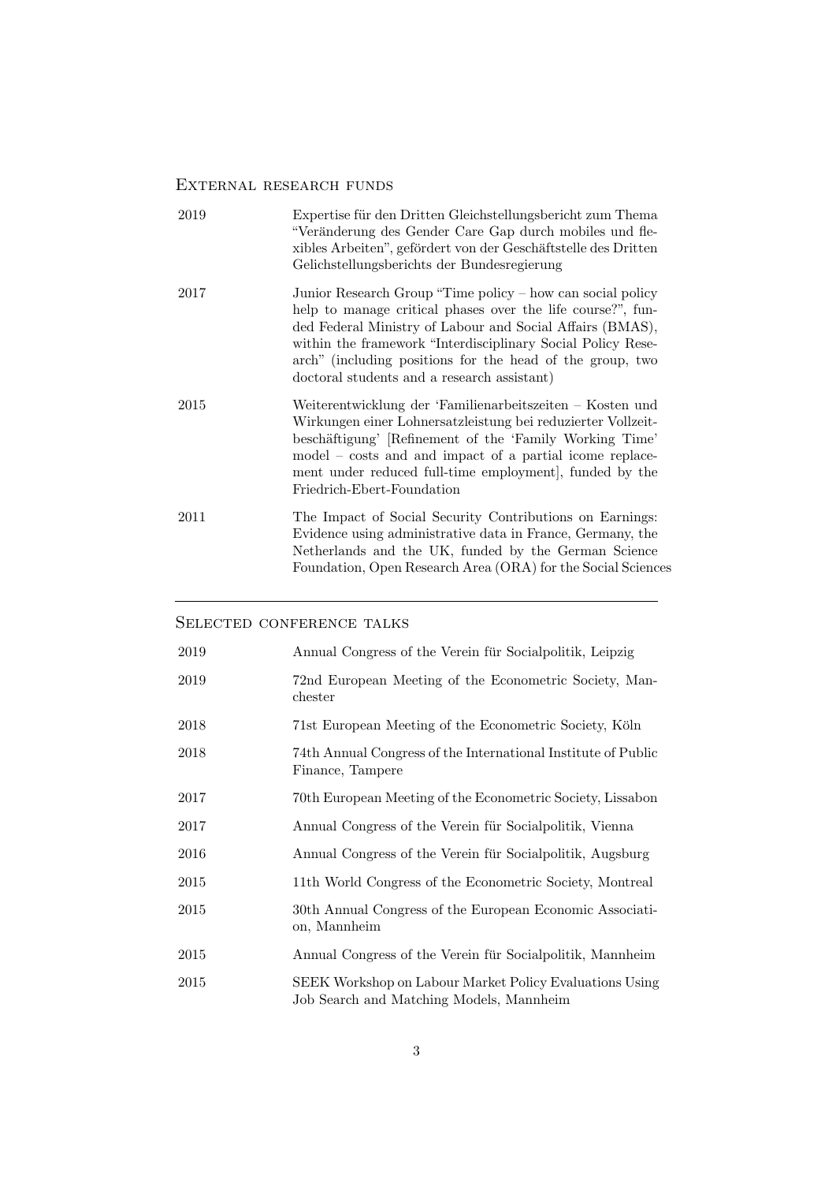## External research funds

| | |
|---|---|
| 2019 | Expertise für den Dritten Gleichstellungsbericht zum Thema "Veränderung des Gender Care Gap durch mobiles und flexibles Arbeiten", gefördert von der Geschäftstelle des Dritten Gelichstellungsberichts der Bundesregierung |
| 2017 | Junior Research Group "Time policy – how can social policy help to manage critical phases over the life course?", funded Federal Ministry of Labour and Social Affairs (BMAS), within the framework "Interdisciplinary Social Policy Research" (including positions for the head of the group, two doctoral students and a research assistant) |
| 2015 | Weiterentwicklung der 'Familienarbeitszeiten – Kosten und Wirkungen einer Lohnersatzleistung bei reduzierter Vollzeitbeschäftigung' [Refinement of the 'Family Working Time' model – costs and and impact of a partial icome replacement under reduced full-time employment], funded by the Friedrich-Ebert-Foundation |
| 2011 | The Impact of Social Security Contributions on Earnings: Evidence using administrative data in France, Germany, the Netherlands and the UK, funded by the German Science Foundation, Open Research Area (ORA) for the Social Sciences |

---

## Selected conference talks

| | |
|---|---|
| 2019 | Annual Congress of the Verein für Socialpolitik, Leipzig |
| 2019 | 72nd European Meeting of the Econometric Society, Manchester |
| 2018 | 71st European Meeting of the Econometric Society, Köln |
| 2018 | 74th Annual Congress of the International Institute of Public Finance, Tampere |
| 2017 | 70th European Meeting of the Econometric Society, Lissabon |
| 2017 | Annual Congress of the Verein für Socialpolitik, Vienna |
| 2016 | Annual Congress of the Verein für Socialpolitik, Augsburg |
| 2015 | 11th World Congress of the Econometric Society, Montreal |
| 2015 | 30th Annual Congress of the European Economic Association, Mannheim |
| 2015 | Annual Congress of the Verein für Socialpolitik, Mannheim |
| 2015 | SEEK Workshop on Labour Market Policy Evaluations Using Job Search and Matching Models, Mannheim |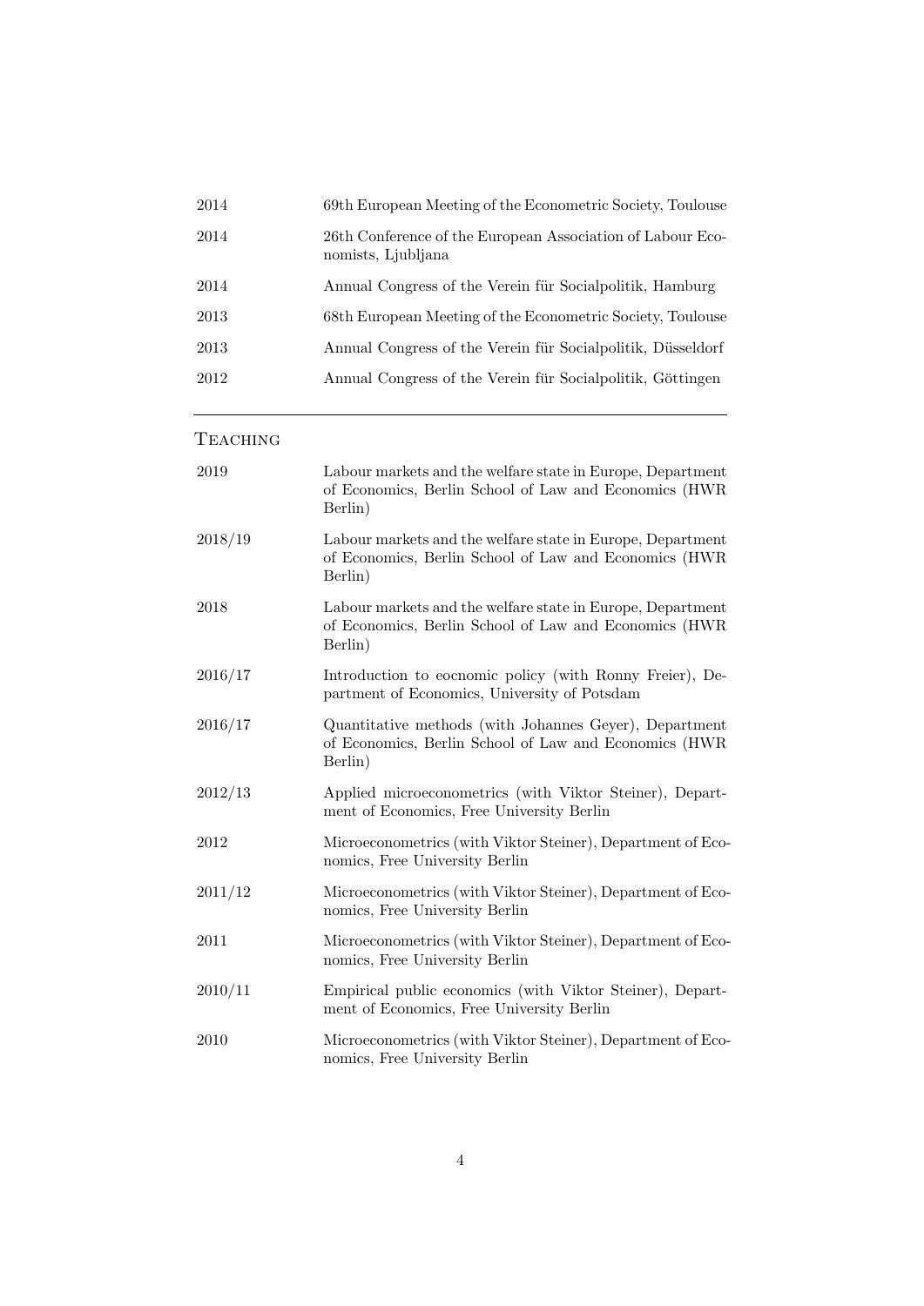| | |
|---|---|
| 2014 | 69th European Meeting of the Econometric Society, Toulouse |
| 2014 | 26th Conference of the European Association of Labour Economists, Ljubljana |
| 2014 | Annual Congress of the Verein für Socialpolitik, Hamburg |
| 2013 | 68th European Meeting of the Econometric Society, Toulouse |
| 2013 | Annual Congress of the Verein für Socialpolitik, Düsseldorf |
| 2012 | Annual Congress of the Verein für Socialpolitik, Göttingen |

## Teaching

| | |
|---|---|
| 2019 | Labour markets and the welfare state in Europe, Department of Economics, Berlin School of Law and Economics (HWR Berlin) |
| 2018/19 | Labour markets and the welfare state in Europe, Department of Economics, Berlin School of Law and Economics (HWR Berlin) |
| 2018 | Labour markets and the welfare state in Europe, Department of Economics, Berlin School of Law and Economics (HWR Berlin) |
| 2016/17 | Introduction to eocnomic policy (with Ronny Freier), Department of Economics, University of Potsdam |
| 2016/17 | Quantitative methods (with Johannes Geyer), Department of Economics, Berlin School of Law and Economics (HWR Berlin) |
| 2012/13 | Applied microeconometrics (with Viktor Steiner), Department of Economics, Free University Berlin |
| 2012 | Microeconometrics (with Viktor Steiner), Department of Economics, Free University Berlin |
| 2011/12 | Microeconometrics (with Viktor Steiner), Department of Economics, Free University Berlin |
| 2011 | Microeconometrics (with Viktor Steiner), Department of Economics, Free University Berlin |
| 2010/11 | Empirical public economics (with Viktor Steiner), Department of Economics, Free University Berlin |
| 2010 | Microeconometrics (with Viktor Steiner), Department of Economics, Free University Berlin |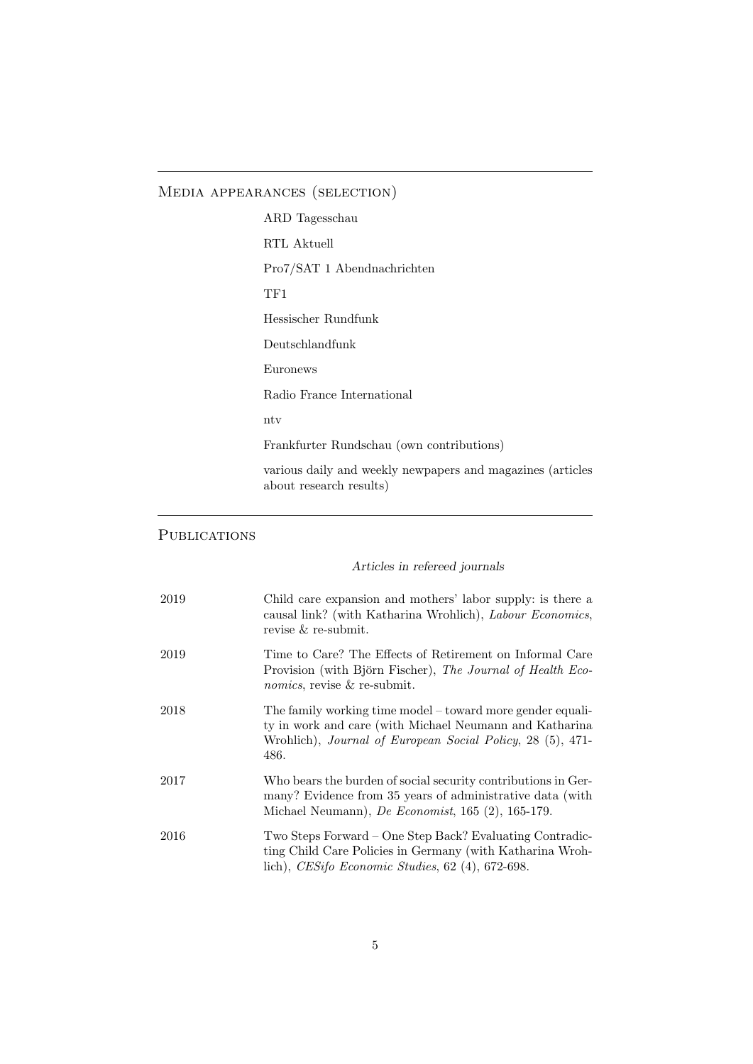## Media appearances (selection)

ARD Tagesschau

RTL Aktuell

Pro7/SAT 1 Abendnachrichten

TF1

Hessischer Rundfunk

Deutschlandfunk

Euronews

Radio France International

ntv

Frankfurter Rundschau (own contributions)

various daily and weekly newpapers and magazines (articles about research results)

## Publications

### *Articles in refereed journals*

2019 Child care expansion and mothers' labor supply: is there a causal link? (with Katharina Wrohlich), *Labour Economics*, revise & re-submit.

2019 Time to Care? The Effects of Retirement on Informal Care Provision (with Björn Fischer), *The Journal of Health Economics*, revise & re-submit.

2018 The family working time model – toward more gender equality in work and care (with Michael Neumann and Katharina Wrohlich), *Journal of European Social Policy*, 28 (5), 471-486.

2017 Who bears the burden of social security contributions in Germany? Evidence from 35 years of administrative data (with Michael Neumann), *De Economist*, 165 (2), 165-179.

2016 Two Steps Forward – One Step Back? Evaluating Contradicting Child Care Policies in Germany (with Katharina Wrohlich), *CESifo Economic Studies*, 62 (4), 672-698.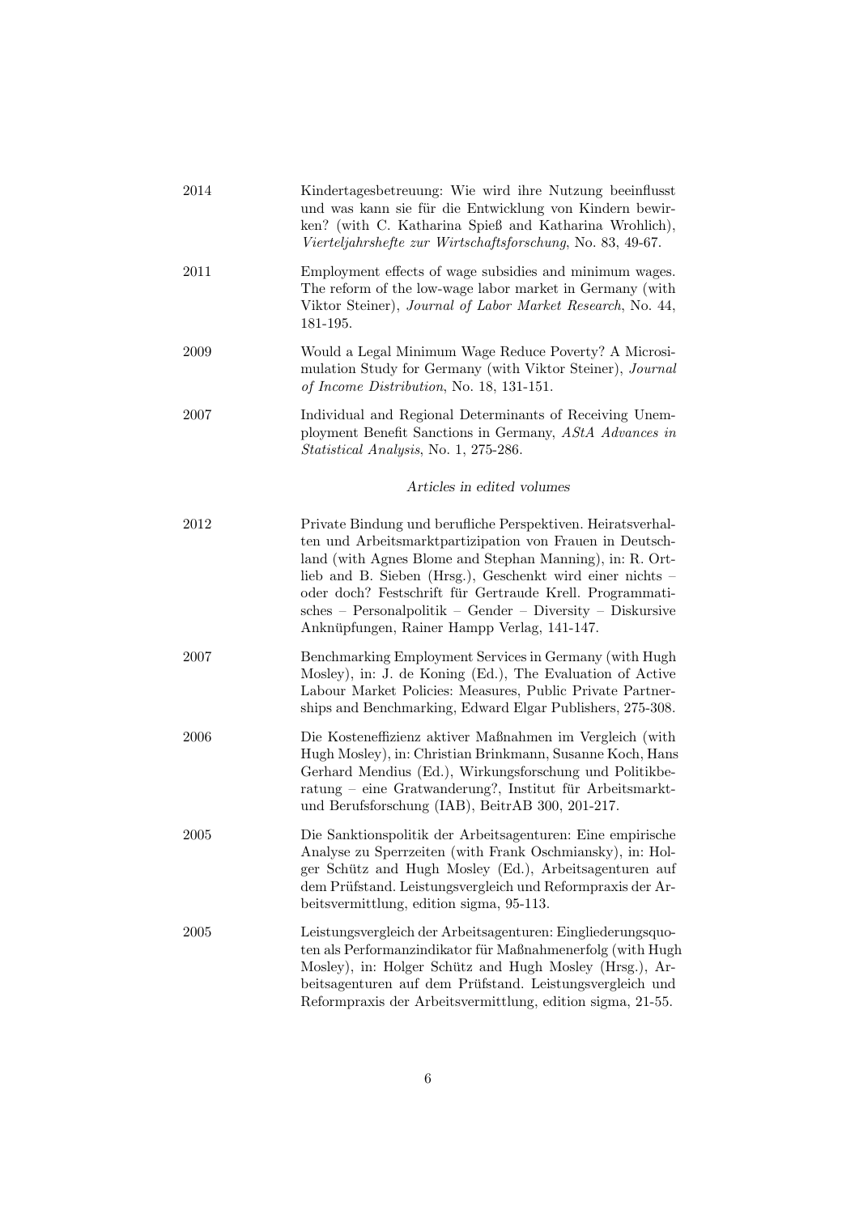2014 Kindertagesbetreuung: Wie wird ihre Nutzung beeinflusst und was kann sie für die Entwicklung von Kindern bewirken? (with C. Katharina Spieß and Katharina Wrohlich), *Vierteljahrshefte zur Wirtschaftsforschung*, No. 83, 49-67.

2011 Employment effects of wage subsidies and minimum wages. The reform of the low-wage labor market in Germany (with Viktor Steiner), *Journal of Labor Market Research*, No. 44, 181-195.

2009 Would a Legal Minimum Wage Reduce Poverty? A Microsimulation Study for Germany (with Viktor Steiner), *Journal of Income Distribution*, No. 18, 131-151.

2007 Individual and Regional Determinants of Receiving Unemployment Benefit Sanctions in Germany, *AStA Advances in Statistical Analysis*, No. 1, 275-286.

*Articles in edited volumes*

2012 Private Bindung und berufliche Perspektiven. Heiratsverhalten und Arbeitsmarktpartizipation von Frauen in Deutschland (with Agnes Blome and Stephan Manning), in: R. Ortlieb and B. Sieben (Hrsg.), Geschenkt wird einer nichts – oder doch? Festschrift für Gertraude Krell. Programmatisches – Personalpolitik – Gender – Diversity – Diskursive Anknüpfungen, Rainer Hampp Verlag, 141-147.

2007 Benchmarking Employment Services in Germany (with Hugh Mosley), in: J. de Koning (Ed.), The Evaluation of Active Labour Market Policies: Measures, Public Private Partnerships and Benchmarking, Edward Elgar Publishers, 275-308.

2006 Die Kosteneffizienz aktiver Maßnahmen im Vergleich (with Hugh Mosley), in: Christian Brinkmann, Susanne Koch, Hans Gerhard Mendius (Ed.), Wirkungsforschung und Politikberatung – eine Gratwanderung?, Institut für Arbeitsmarkt- und Berufsforschung (IAB), BeitrAB 300, 201-217.

2005 Die Sanktionspolitik der Arbeitsagenturen: Eine empirische Analyse zu Sperrzeiten (with Frank Oschmiansky), in: Holger Schütz and Hugh Mosley (Ed.), Arbeitsagenturen auf dem Prüfstand. Leistungsvergleich und Reformpraxis der Arbeitsvermittlung, edition sigma, 95-113.

2005 Leistungsvergleich der Arbeitsagenturen: Eingliederungsquoten als Performanzindikator für Maßnahmenerfolg (with Hugh Mosley), in: Holger Schütz and Hugh Mosley (Hrsg.), Arbeitsagenturen auf dem Prüfstand. Leistungsvergleich und Reformpraxis der Arbeitsvermittlung, edition sigma, 21-55.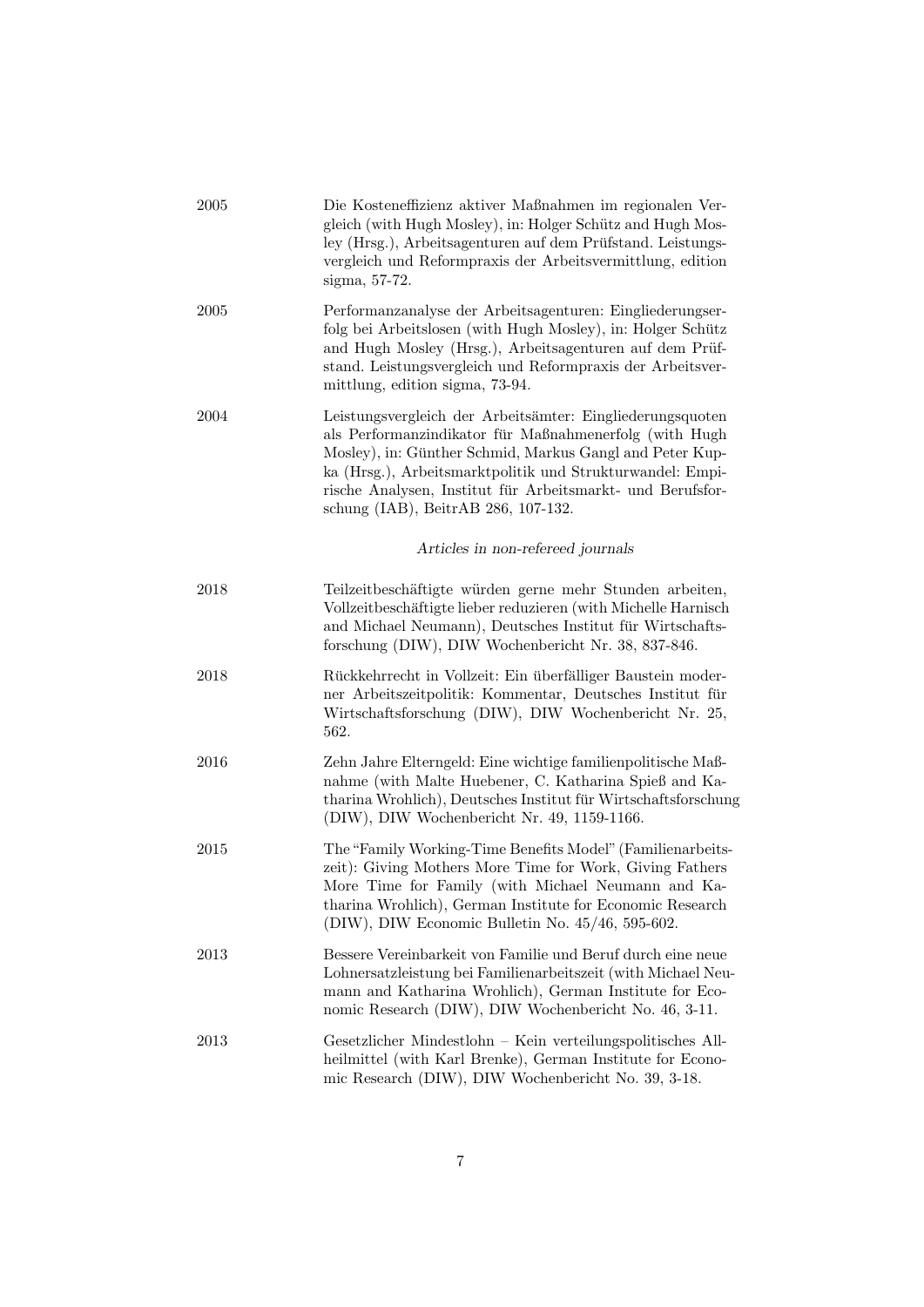2005 Die Kosteneffizienz aktiver Maßnahmen im regionalen Vergleich (with Hugh Mosley), in: Holger Schütz and Hugh Mosley (Hrsg.), Arbeitsagenturen auf dem Prüfstand. Leistungsvergleich und Reformpraxis der Arbeitsvermittlung, edition sigma, 57-72.

2005 Performanzanalyse der Arbeitsagenturen: Eingliederungserfolg bei Arbeitslosen (with Hugh Mosley), in: Holger Schütz and Hugh Mosley (Hrsg.), Arbeitsagenturen auf dem Prüfstand. Leistungsvergleich und Reformpraxis der Arbeitsvermittlung, edition sigma, 73-94.

2004 Leistungsvergleich der Arbeitsämter: Eingliederungsquoten als Performanzindikator für Maßnahmenerfolg (with Hugh Mosley), in: Günther Schmid, Markus Gangl and Peter Kupka (Hrsg.), Arbeitsmarktpolitik und Strukturwandel: Empirische Analysen, Institut für Arbeitsmarkt- und Berufsforschung (IAB), BeitrAB 286, 107-132.

*Articles in non-refereed journals*

2018 Teilzeitbeschäftigte würden gerne mehr Stunden arbeiten, Vollzeitbeschäftigte lieber reduzieren (with Michelle Harnisch and Michael Neumann), Deutsches Institut für Wirtschaftsforschung (DIW), DIW Wochenbericht Nr. 38, 837-846.

2018 Rückkehrrecht in Vollzeit: Ein überfälliger Baustein moderner Arbeitszeitpolitik: Kommentar, Deutsches Institut für Wirtschaftsforschung (DIW), DIW Wochenbericht Nr. 25, 562.

2016 Zehn Jahre Elterngeld: Eine wichtige familienpolitische Maßnahme (with Malte Huebener, C. Katharina Spieß and Katharina Wrohlich), Deutsches Institut für Wirtschaftsforschung (DIW), DIW Wochenbericht Nr. 49, 1159-1166.

2015 The "Family Working-Time Benefits Model" (Familienarbeitszeit): Giving Mothers More Time for Work, Giving Fathers More Time for Family (with Michael Neumann and Katharina Wrohlich), German Institute for Economic Research (DIW), DIW Economic Bulletin No. 45/46, 595-602.

2013 Bessere Vereinbarkeit von Familie und Beruf durch eine neue Lohnersatzleistung bei Familienarbeitszeit (with Michael Neumann and Katharina Wrohlich), German Institute for Economic Research (DIW), DIW Wochenbericht No. 46, 3-11.

2013 Gesetzlicher Mindestlohn – Kein verteilungspolitisches Allheilmittel (with Karl Brenke), German Institute for Economic Research (DIW), DIW Wochenbericht No. 39, 3-18.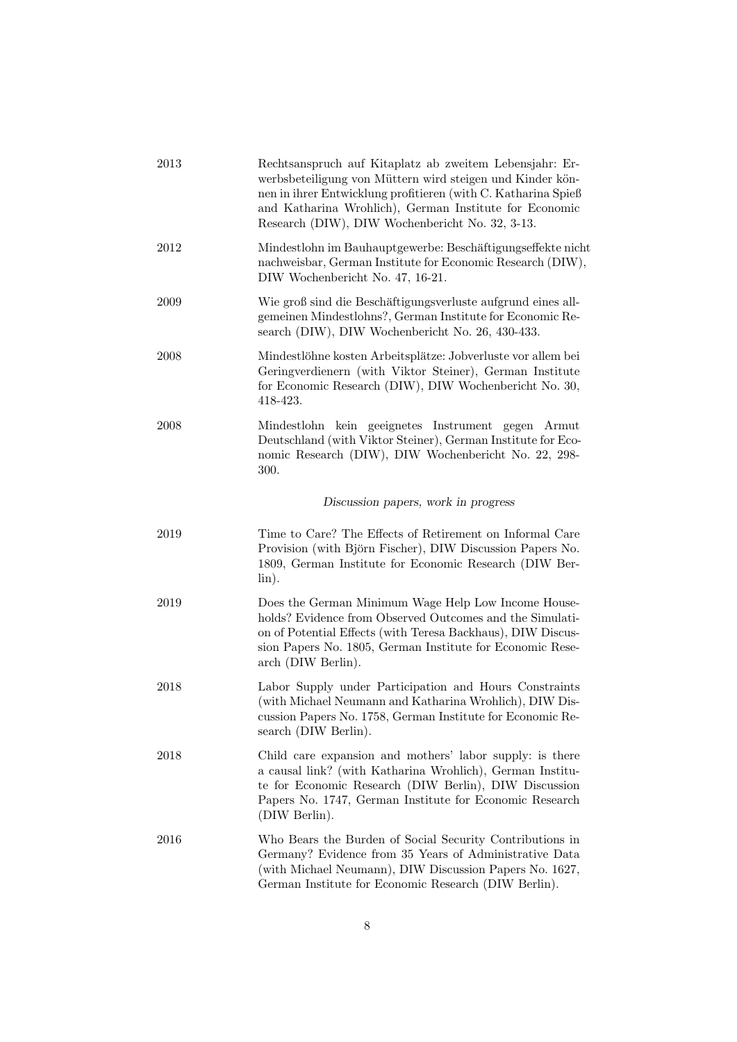2013 Rechtsanspruch auf Kitaplatz ab zweitem Lebensjahr: Erwerbsbeteiligung von Müttern wird steigen und Kinder können in ihrer Entwicklung profitieren (with C. Katharina Spieß and Katharina Wrohlich), German Institute for Economic Research (DIW), DIW Wochenbericht No. 32, 3-13.

2012 Mindestlohn im Bauhauptgewerbe: Beschäftigungseffekte nicht nachweisbar, German Institute for Economic Research (DIW), DIW Wochenbericht No. 47, 16-21.

2009 Wie groß sind die Beschäftigungsverluste aufgrund eines allgemeinen Mindestlohns?, German Institute for Economic Research (DIW), DIW Wochenbericht No. 26, 430-433.

2008 Mindestlöhne kosten Arbeitsplätze: Jobverluste vor allem bei Geringverdienern (with Viktor Steiner), German Institute for Economic Research (DIW), DIW Wochenbericht No. 30, 418-423.

2008 Mindestlohn kein geeignetes Instrument gegen Armut Deutschland (with Viktor Steiner), German Institute for Economic Research (DIW), DIW Wochenbericht No. 22, 298-300.

*Discussion papers, work in progress*

2019 Time to Care? The Effects of Retirement on Informal Care Provision (with Björn Fischer), DIW Discussion Papers No. 1809, German Institute for Economic Research (DIW Berlin).

2019 Does the German Minimum Wage Help Low Income Households? Evidence from Observed Outcomes and the Simulation of Potential Effects (with Teresa Backhaus), DIW Discussion Papers No. 1805, German Institute for Economic Research (DIW Berlin).

2018 Labor Supply under Participation and Hours Constraints (with Michael Neumann and Katharina Wrohlich), DIW Discussion Papers No. 1758, German Institute for Economic Research (DIW Berlin).

2018 Child care expansion and mothers' labor supply: is there a causal link? (with Katharina Wrohlich), German Institute for Economic Research (DIW Berlin), DIW Discussion Papers No. 1747, German Institute for Economic Research (DIW Berlin).

2016 Who Bears the Burden of Social Security Contributions in Germany? Evidence from 35 Years of Administrative Data (with Michael Neumann), DIW Discussion Papers No. 1627, German Institute for Economic Research (DIW Berlin).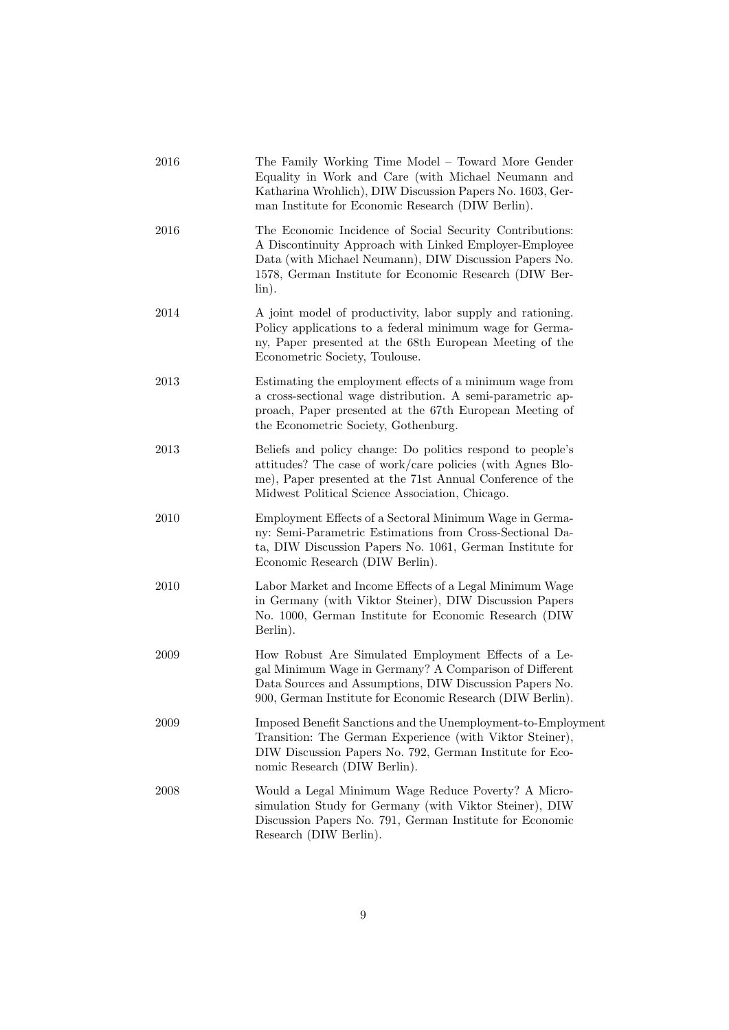2016 The Family Working Time Model – Toward More Gender Equality in Work and Care (with Michael Neumann and Katharina Wrohlich), DIW Discussion Papers No. 1603, German Institute for Economic Research (DIW Berlin).

2016 The Economic Incidence of Social Security Contributions: A Discontinuity Approach with Linked Employer-Employee Data (with Michael Neumann), DIW Discussion Papers No. 1578, German Institute for Economic Research (DIW Berlin).

2014 A joint model of productivity, labor supply and rationing. Policy applications to a federal minimum wage for Germany, Paper presented at the 68th European Meeting of the Econometric Society, Toulouse.

2013 Estimating the employment effects of a minimum wage from a cross-sectional wage distribution. A semi-parametric approach, Paper presented at the 67th European Meeting of the Econometric Society, Gothenburg.

2013 Beliefs and policy change: Do politics respond to people's attitudes? The case of work/care policies (with Agnes Blome), Paper presented at the 71st Annual Conference of the Midwest Political Science Association, Chicago.

2010 Employment Effects of a Sectoral Minimum Wage in Germany: Semi-Parametric Estimations from Cross-Sectional Data, DIW Discussion Papers No. 1061, German Institute for Economic Research (DIW Berlin).

2010 Labor Market and Income Effects of a Legal Minimum Wage in Germany (with Viktor Steiner), DIW Discussion Papers No. 1000, German Institute for Economic Research (DIW Berlin).

2009 How Robust Are Simulated Employment Effects of a Legal Minimum Wage in Germany? A Comparison of Different Data Sources and Assumptions, DIW Discussion Papers No. 900, German Institute for Economic Research (DIW Berlin).

2009 Imposed Benefit Sanctions and the Unemployment-to-Employment Transition: The German Experience (with Viktor Steiner), DIW Discussion Papers No. 792, German Institute for Economic Research (DIW Berlin).

2008 Would a Legal Minimum Wage Reduce Poverty? A Microsimulation Study for Germany (with Viktor Steiner), DIW Discussion Papers No. 791, German Institute for Economic Research (DIW Berlin).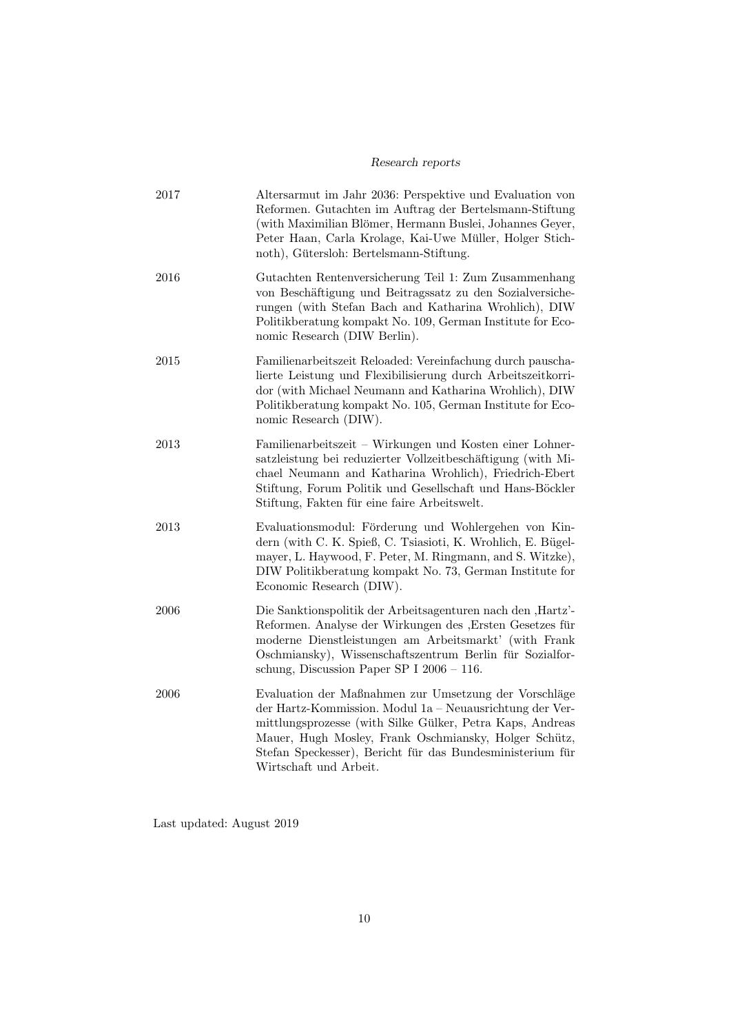*Research reports*

| | |
|---|---|
| 2017 | Altersarmut im Jahr 2036: Perspektive und Evaluation von Reformen. Gutachten im Auftrag der Bertelsmann-Stiftung (with Maximilian Blömer, Hermann Buslei, Johannes Geyer, Peter Haan, Carla Krolage, Kai-Uwe Müller, Holger Stichnoth), Gütersloh: Bertelsmann-Stiftung. |
| 2016 | Gutachten Rentenversicherung Teil 1: Zum Zusammenhang von Beschäftigung und Beitragssatz zu den Sozialversicherungen (with Stefan Bach and Katharina Wrohlich), DIW Politikberatung kompakt No. 109, German Institute for Economic Research (DIW Berlin). |
| 2015 | Familienarbeitszeit Reloaded: Vereinfachung durch pauschalierte Leistung und Flexibilisierung durch Arbeitszeitkorridor (with Michael Neumann and Katharina Wrohlich), DIW Politikberatung kompakt No. 105, German Institute for Economic Research (DIW). |
| 2013 | Familienarbeitszeit – Wirkungen und Kosten einer Lohnersatzleistung bei reduzierter Vollzeitbeschäftigung (with Michael Neumann and Katharina Wrohlich), Friedrich-Ebert Stiftung, Forum Politik und Gesellschaft und Hans-Böckler Stiftung, Fakten für eine faire Arbeitswelt. |
| 2013 | Evaluationsmodul: Förderung und Wohlergehen von Kindern (with C. K. Spieß, C. Tsiasioti, K. Wrohlich, E. Bügelmayer, L. Haywood, F. Peter, M. Ringmann, and S. Witzke), DIW Politikberatung kompakt No. 73, German Institute for Economic Research (DIW). |
| 2006 | Die Sanktionspolitik der Arbeitsagenturen nach den ‚Hartz'-Reformen. Analyse der Wirkungen des ‚Ersten Gesetzes für moderne Dienstleistungen am Arbeitsmarkt' (with Frank Oschmiansky), Wissenschaftszentrum Berlin für Sozialforschung, Discussion Paper SP I 2006 – 116. |
| 2006 | Evaluation der Maßnahmen zur Umsetzung der Vorschläge der Hartz-Kommission. Modul 1a – Neuausrichtung der Vermittlungsprozesse (with Silke Gülker, Petra Kaps, Andreas Mauer, Hugh Mosley, Frank Oschmiansky, Holger Schütz, Stefan Speckesser), Bericht für das Bundesministerium für Wirtschaft und Arbeit. |

Last updated: August 2019